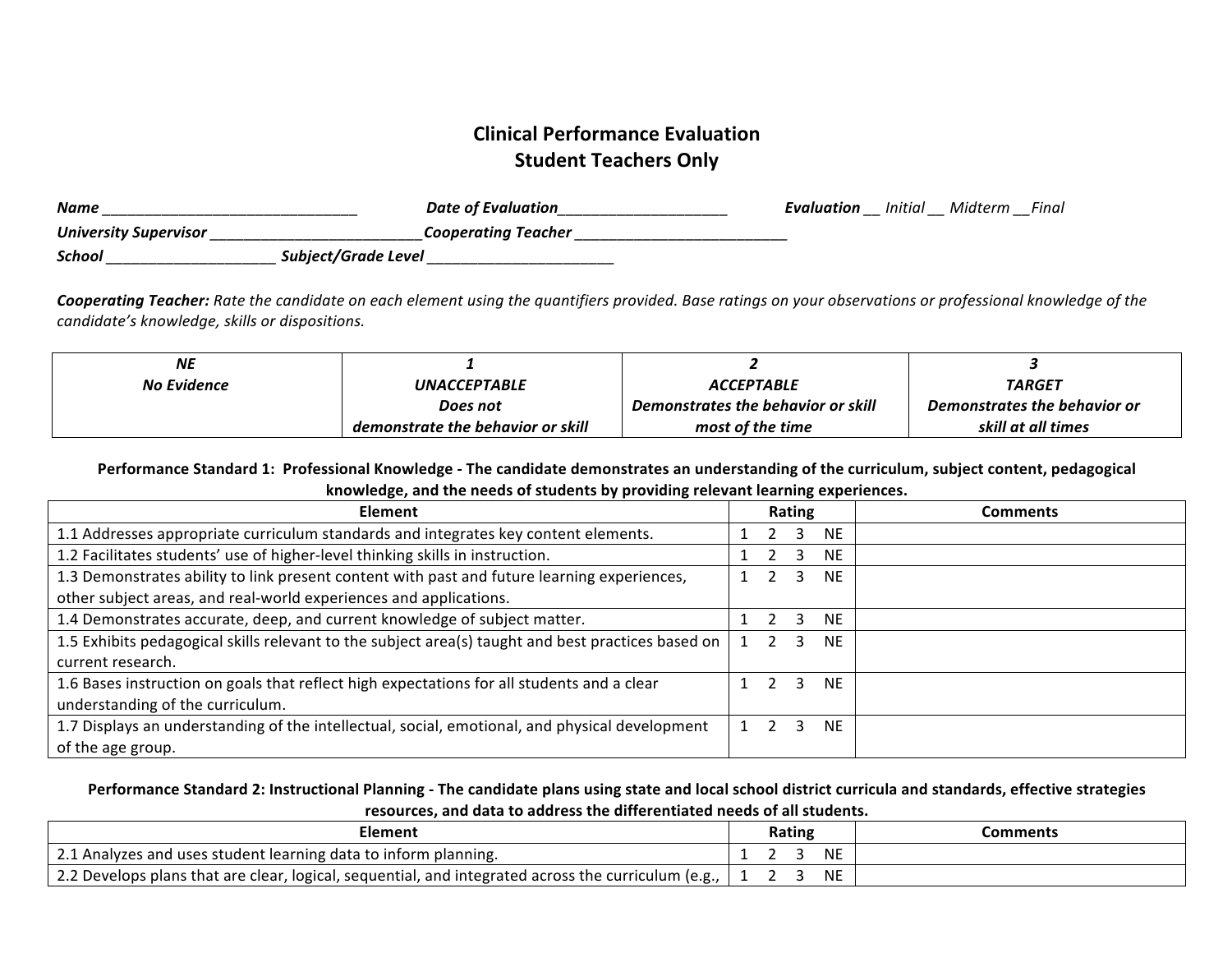# Clinical Performance Evaluation
## Student Teachers Only

***Name*** _______________________________ ***Date of Evaluation*** ____________________ ***Evaluation*** *__ Initial __ Midterm __Final*

***University Supervisor*** __________________________ ***Cooperating Teacher*** __________________________

***School*** ____________________ ***Subject/Grade Level*** ______________________

***Cooperating Teacher:*** *Rate the candidate on each element using the quantifiers provided. Base ratings on your observations or professional knowledge of the candidate's knowledge, skills or dispositions.*

| ***NE***<br>***No Evidence*** | ***1***<br>***UNACCEPTABLE***<br>***Does not demonstrate the behavior or skill*** | ***2***<br>***ACCEPTABLE***<br>***Demonstrates the behavior or skill most of the time*** | ***3***<br>***TARGET***<br>***Demonstrates the behavior or skill at all times*** |
|---|---|---|---|

**Performance Standard 1: Professional Knowledge - The candidate demonstrates an understanding of the curriculum, subject content, pedagogical knowledge, and the needs of students by providing relevant learning experiences.**

| Element | Rating | Comments |
|---|---|---|
| 1.1 Addresses appropriate curriculum standards and integrates key content elements. | 1 2 3 NE | |
| 1.2 Facilitates students' use of higher-level thinking skills in instruction. | 1 2 3 NE | |
| 1.3 Demonstrates ability to link present content with past and future learning experiences, other subject areas, and real-world experiences and applications. | 1 2 3 NE | |
| 1.4 Demonstrates accurate, deep, and current knowledge of subject matter. | 1 2 3 NE | |
| 1.5 Exhibits pedagogical skills relevant to the subject area(s) taught and best practices based on current research. | 1 2 3 NE | |
| 1.6 Bases instruction on goals that reflect high expectations for all students and a clear understanding of the curriculum. | 1 2 3 NE | |
| 1.7 Displays an understanding of the intellectual, social, emotional, and physical development of the age group. | 1 2 3 NE | |

**Performance Standard 2: Instructional Planning - The candidate plans using state and local school district curricula and standards, effective strategies resources, and data to address the differentiated needs of all students.**

| Element | Rating | Comments |
|---|---|---|
| 2.1 Analyzes and uses student learning data to inform planning. | 1 2 3 NE | |
| 2.2 Develops plans that are clear, logical, sequential, and integrated across the curriculum (e.g., | 1 2 3 NE | |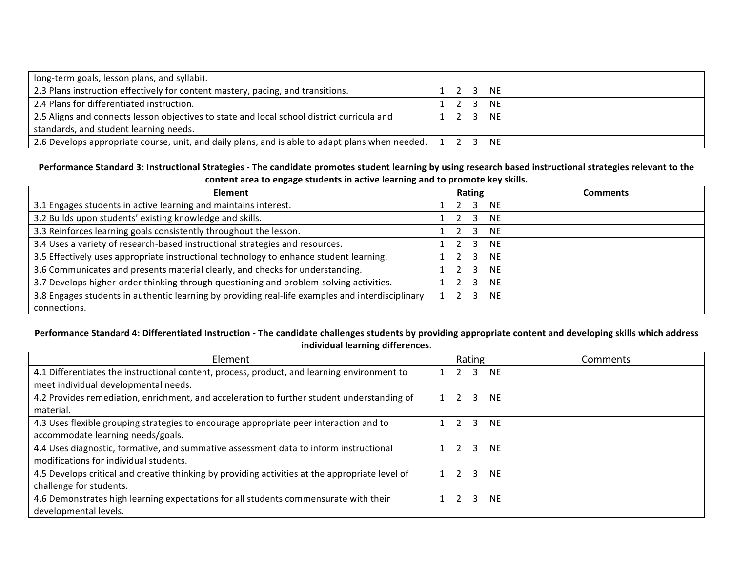| | | |
|---|---|---|
| long-term goals, lesson plans, and syllabi). | | |
| 2.3 Plans instruction effectively for content mastery, pacing, and transitions. | 1 2 3 NE | |
| 2.4 Plans for differentiated instruction. | 1 2 3 NE | |
| 2.5 Aligns and connects lesson objectives to state and local school district curricula and standards, and student learning needs. | 1 2 3 NE | |
| 2.6 Develops appropriate course, unit, and daily plans, and is able to adapt plans when needed. | 1 2 3 NE | |

**Performance Standard 3: Instructional Strategies - The candidate promotes student learning by using research based instructional strategies relevant to the content area to engage students in active learning and to promote key skills.**

| Element | Rating | Comments |
|---|---|---|
| 3.1 Engages students in active learning and maintains interest. | 1 2 3 NE | |
| 3.2 Builds upon students' existing knowledge and skills. | 1 2 3 NE | |
| 3.3 Reinforces learning goals consistently throughout the lesson. | 1 2 3 NE | |
| 3.4 Uses a variety of research-based instructional strategies and resources. | 1 2 3 NE | |
| 3.5 Effectively uses appropriate instructional technology to enhance student learning. | 1 2 3 NE | |
| 3.6 Communicates and presents material clearly, and checks for understanding. | 1 2 3 NE | |
| 3.7 Develops higher-order thinking through questioning and problem-solving activities. | 1 2 3 NE | |
| 3.8 Engages students in authentic learning by providing real-life examples and interdisciplinary connections. | 1 2 3 NE | |

**Performance Standard 4: Differentiated Instruction - The candidate challenges students by providing appropriate content and developing skills which address individual learning differences.**

| Element | Rating | Comments |
|---|---|---|
| 4.1 Differentiates the instructional content, process, product, and learning environment to meet individual developmental needs. | 1 2 3 NE | |
| 4.2 Provides remediation, enrichment, and acceleration to further student understanding of material. | 1 2 3 NE | |
| 4.3 Uses flexible grouping strategies to encourage appropriate peer interaction and to accommodate learning needs/goals. | 1 2 3 NE | |
| 4.4 Uses diagnostic, formative, and summative assessment data to inform instructional modifications for individual students. | 1 2 3 NE | |
| 4.5 Develops critical and creative thinking by providing activities at the appropriate level of challenge for students. | 1 2 3 NE | |
| 4.6 Demonstrates high learning expectations for all students commensurate with their developmental levels. | 1 2 3 NE | |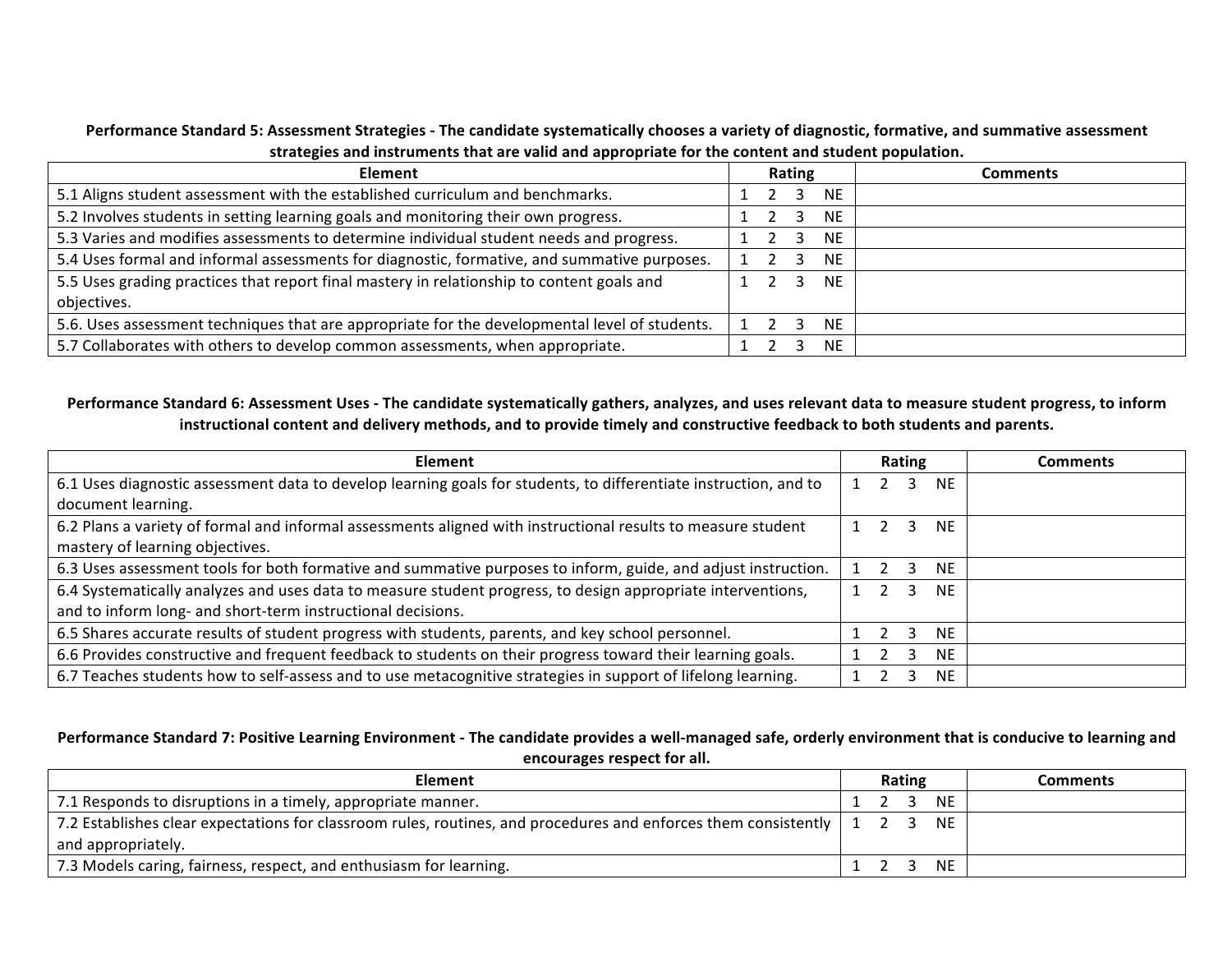**Performance Standard 5: Assessment Strategies - The candidate systematically chooses a variety of diagnostic, formative, and summative assessment strategies and instruments that are valid and appropriate for the content and student population.**

| Element | Rating | Comments |
|---|---|---|
| 5.1 Aligns student assessment with the established curriculum and benchmarks. | 1 2 3 NE | |
| 5.2 Involves students in setting learning goals and monitoring their own progress. | 1 2 3 NE | |
| 5.3 Varies and modifies assessments to determine individual student needs and progress. | 1 2 3 NE | |
| 5.4 Uses formal and informal assessments for diagnostic, formative, and summative purposes. | 1 2 3 NE | |
| 5.5 Uses grading practices that report final mastery in relationship to content goals and objectives. | 1 2 3 NE | |
| 5.6. Uses assessment techniques that are appropriate for the developmental level of students. | 1 2 3 NE | |
| 5.7 Collaborates with others to develop common assessments, when appropriate. | 1 2 3 NE | |

**Performance Standard 6: Assessment Uses - The candidate systematically gathers, analyzes, and uses relevant data to measure student progress, to inform instructional content and delivery methods, and to provide timely and constructive feedback to both students and parents.**

| Element | Rating | Comments |
|---|---|---|
| 6.1 Uses diagnostic assessment data to develop learning goals for students, to differentiate instruction, and to document learning. | 1 2 3 NE | |
| 6.2 Plans a variety of formal and informal assessments aligned with instructional results to measure student mastery of learning objectives. | 1 2 3 NE | |
| 6.3 Uses assessment tools for both formative and summative purposes to inform, guide, and adjust instruction. | 1 2 3 NE | |
| 6.4 Systematically analyzes and uses data to measure student progress, to design appropriate interventions, and to inform long- and short-term instructional decisions. | 1 2 3 NE | |
| 6.5 Shares accurate results of student progress with students, parents, and key school personnel. | 1 2 3 NE | |
| 6.6 Provides constructive and frequent feedback to students on their progress toward their learning goals. | 1 2 3 NE | |
| 6.7 Teaches students how to self-assess and to use metacognitive strategies in support of lifelong learning. | 1 2 3 NE | |

**Performance Standard 7: Positive Learning Environment - The candidate provides a well-managed safe, orderly environment that is conducive to learning and encourages respect for all.**

| Element | Rating | Comments |
|---|---|---|
| 7.1 Responds to disruptions in a timely, appropriate manner. | 1 2 3 NE | |
| 7.2 Establishes clear expectations for classroom rules, routines, and procedures and enforces them consistently and appropriately. | 1 2 3 NE | |
| 7.3 Models caring, fairness, respect, and enthusiasm for learning. | 1 2 3 NE | |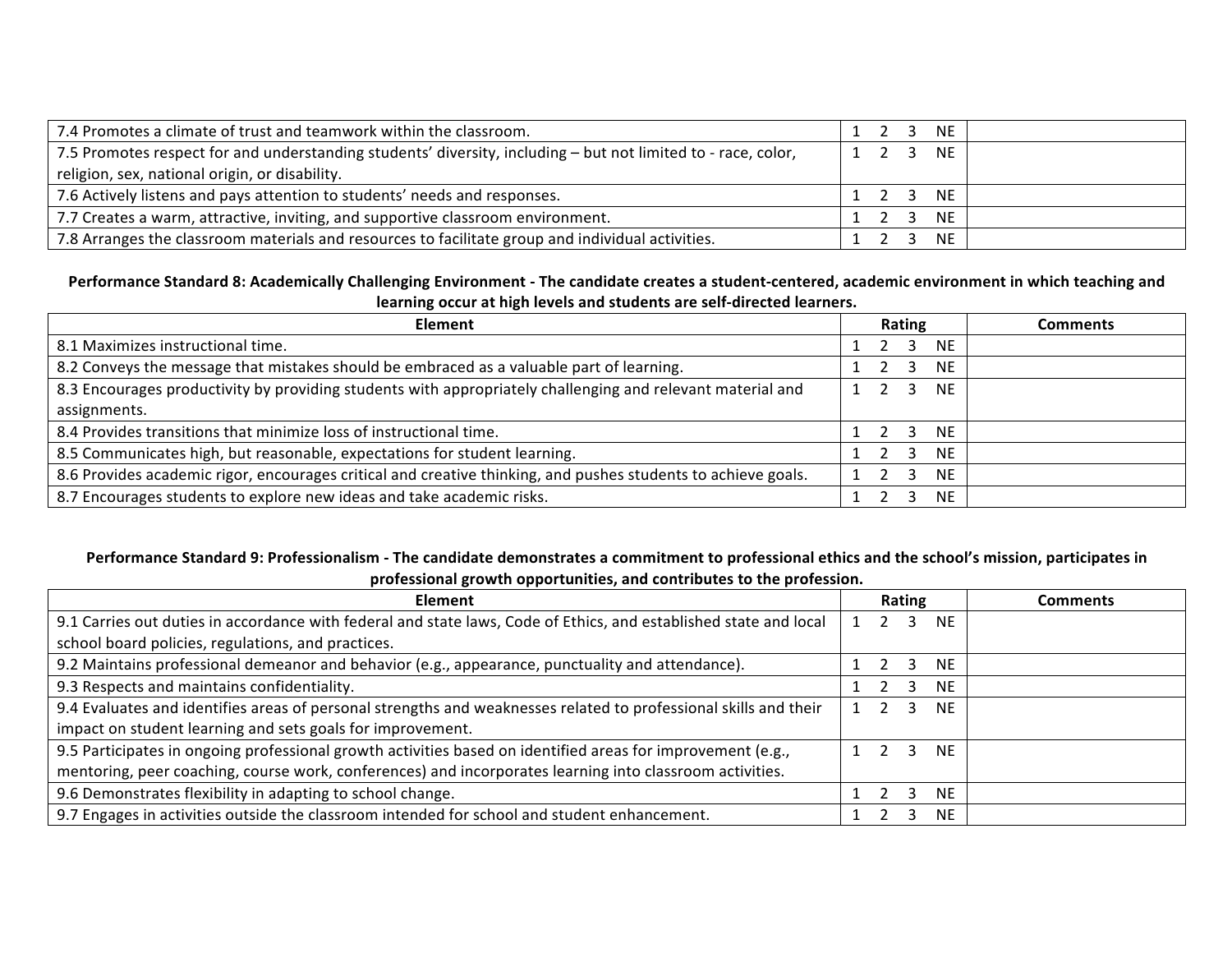| | | |
|---|---|---|
| 7.4 Promotes a climate of trust and teamwork within the classroom. | 1 2 3 NE | |
| 7.5 Promotes respect for and understanding students' diversity, including – but not limited to - race, color, religion, sex, national origin, or disability. | 1 2 3 NE | |
| 7.6 Actively listens and pays attention to students' needs and responses. | 1 2 3 NE | |
| 7.7 Creates a warm, attractive, inviting, and supportive classroom environment. | 1 2 3 NE | |
| 7.8 Arranges the classroom materials and resources to facilitate group and individual activities. | 1 2 3 NE | |

**Performance Standard 8: Academically Challenging Environment - The candidate creates a student-centered, academic environment in which teaching and learning occur at high levels and students are self-directed learners.**

| Element | Rating | Comments |
|---|---|---|
| 8.1 Maximizes instructional time. | 1 2 3 NE | |
| 8.2 Conveys the message that mistakes should be embraced as a valuable part of learning. | 1 2 3 NE | |
| 8.3 Encourages productivity by providing students with appropriately challenging and relevant material and assignments. | 1 2 3 NE | |
| 8.4 Provides transitions that minimize loss of instructional time. | 1 2 3 NE | |
| 8.5 Communicates high, but reasonable, expectations for student learning. | 1 2 3 NE | |
| 8.6 Provides academic rigor, encourages critical and creative thinking, and pushes students to achieve goals. | 1 2 3 NE | |
| 8.7 Encourages students to explore new ideas and take academic risks. | 1 2 3 NE | |

**Performance Standard 9: Professionalism - The candidate demonstrates a commitment to professional ethics and the school's mission, participates in professional growth opportunities, and contributes to the profession.**

| Element | Rating | Comments |
|---|---|---|
| 9.1 Carries out duties in accordance with federal and state laws, Code of Ethics, and established state and local school board policies, regulations, and practices. | 1 2 3 NE | |
| 9.2 Maintains professional demeanor and behavior (e.g., appearance, punctuality and attendance). | 1 2 3 NE | |
| 9.3 Respects and maintains confidentiality. | 1 2 3 NE | |
| 9.4 Evaluates and identifies areas of personal strengths and weaknesses related to professional skills and their impact on student learning and sets goals for improvement. | 1 2 3 NE | |
| 9.5 Participates in ongoing professional growth activities based on identified areas for improvement (e.g., mentoring, peer coaching, course work, conferences) and incorporates learning into classroom activities. | 1 2 3 NE | |
| 9.6 Demonstrates flexibility in adapting to school change. | 1 2 3 NE | |
| 9.7 Engages in activities outside the classroom intended for school and student enhancement. | 1 2 3 NE | |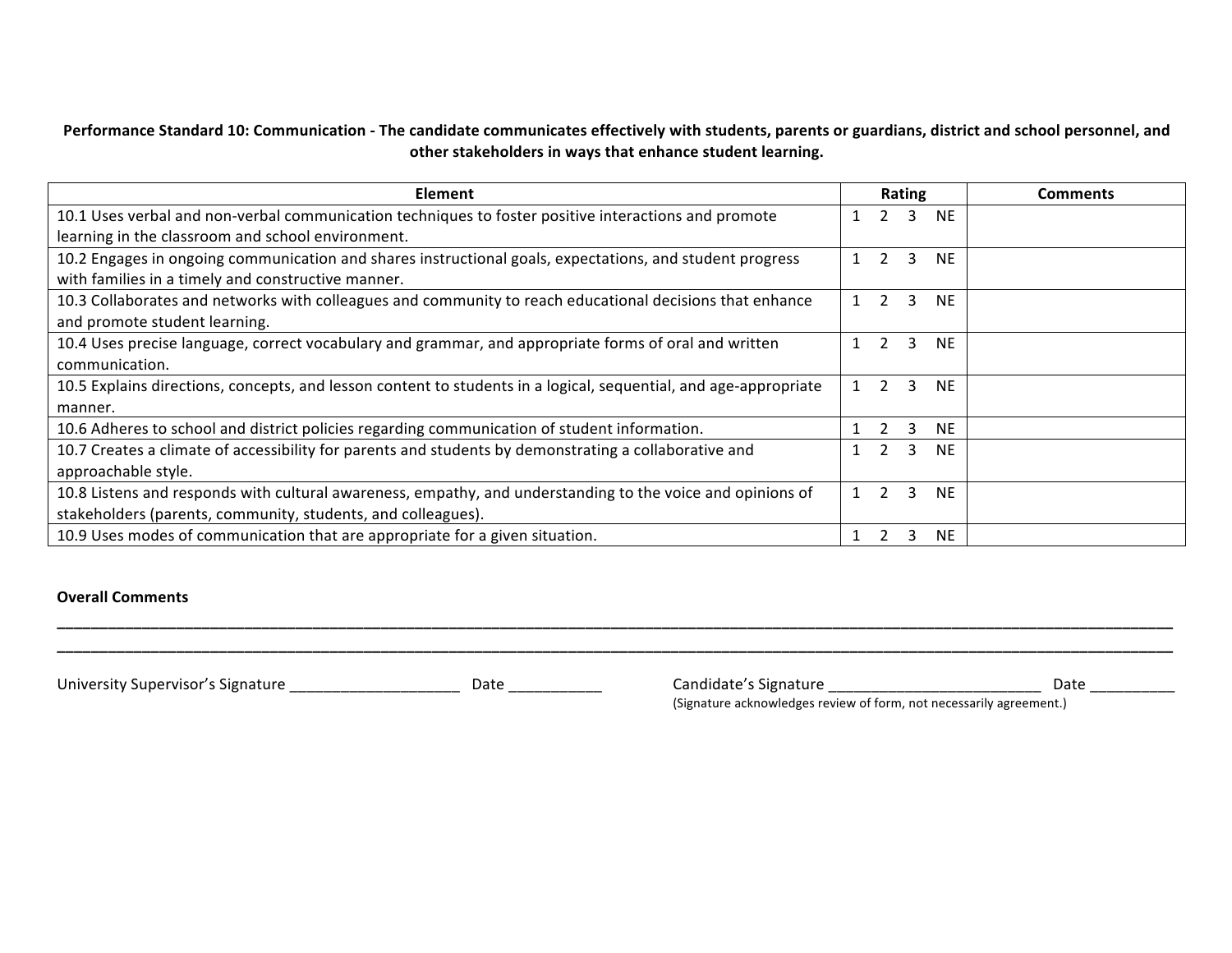**Performance Standard 10: Communication - The candidate communicates effectively with students, parents or guardians, district and school personnel, and other stakeholders in ways that enhance student learning.**

| Element | Rating | Comments |
|---|---|---|
| 10.1 Uses verbal and non-verbal communication techniques to foster positive interactions and promote learning in the classroom and school environment. | 1 2 3 NE | |
| 10.2 Engages in ongoing communication and shares instructional goals, expectations, and student progress with families in a timely and constructive manner. | 1 2 3 NE | |
| 10.3 Collaborates and networks with colleagues and community to reach educational decisions that enhance and promote student learning. | 1 2 3 NE | |
| 10.4 Uses precise language, correct vocabulary and grammar, and appropriate forms of oral and written communication. | 1 2 3 NE | |
| 10.5 Explains directions, concepts, and lesson content to students in a logical, sequential, and age-appropriate manner. | 1 2 3 NE | |
| 10.6 Adheres to school and district policies regarding communication of student information. | 1 2 3 NE | |
| 10.7 Creates a climate of accessibility for parents and students by demonstrating a collaborative and approachable style. | 1 2 3 NE | |
| 10.8 Listens and responds with cultural awareness, empathy, and understanding to the voice and opinions of stakeholders (parents, community, students, and colleagues). | 1 2 3 NE | |
| 10.9 Uses modes of communication that are appropriate for a given situation. | 1 2 3 NE | |

**Overall Comments**

______________________________________________________________________________________________________________

______________________________________________________________________________________________________________

University Supervisor's Signature ____________________ Date ___________

Candidate's Signature _________________________ Date __________
(Signature acknowledges review of form, not necessarily agreement.)